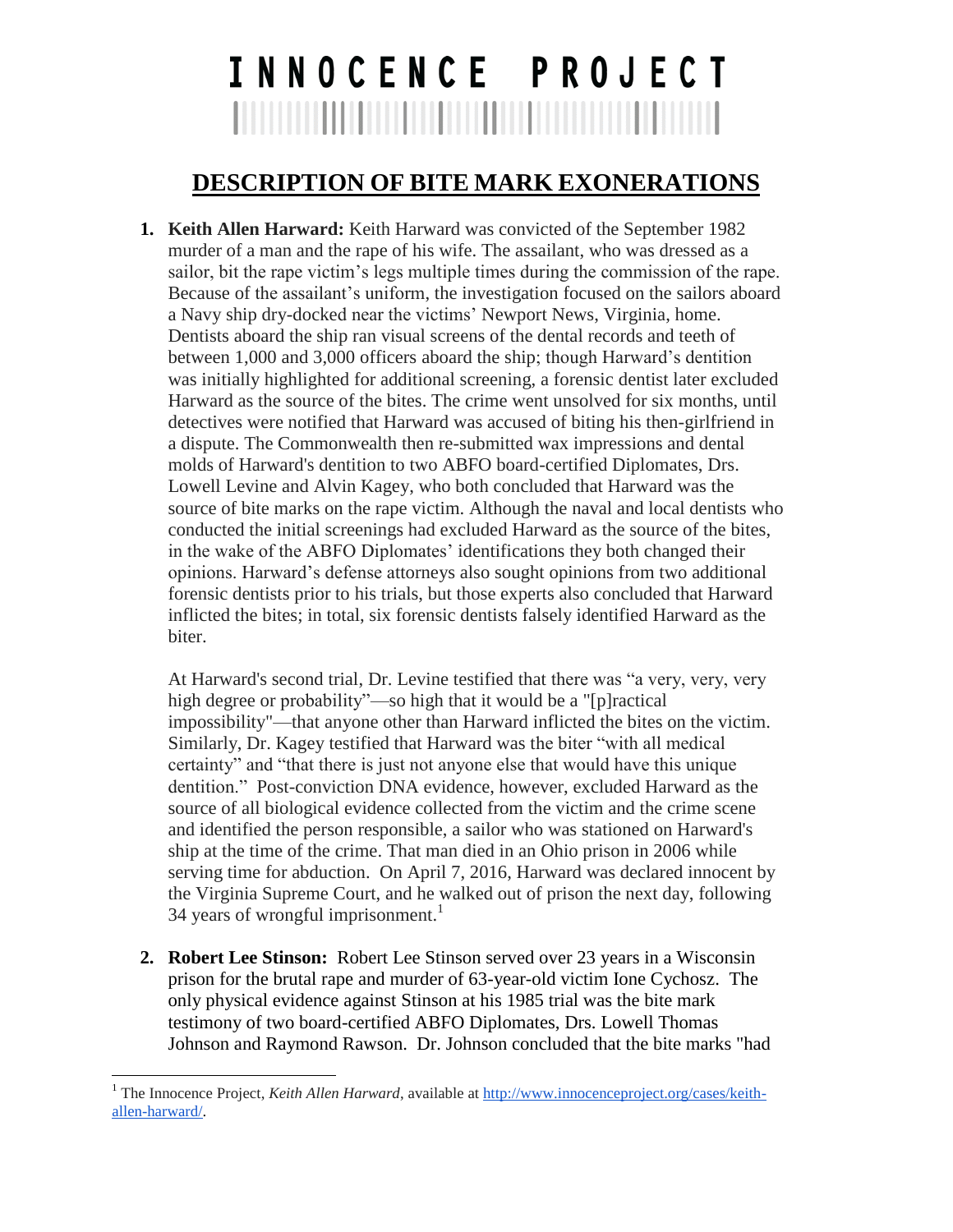# INNOCENCE PROJECT

## DESCRIPTION OF BITE MARK EXONERATIONS

1. **Keith Allen Harward:** Keith Harward was convicted of the September 1982 murder of a man and the rape of his wife. The assailant, who was dressed as a sailor, bit the rape victim's legs multiple times during the commission of the rape. Because of the assailant's uniform, the investigation focused on the sailors aboard a Navy ship dry-docked near the victims' Newport News, Virginia, home. Dentists aboard the ship ran visual screens of the dental records and teeth of between 1,000 and 3,000 officers aboard the ship; though Harward's dentition was initially highlighted for additional screening, a forensic dentist later excluded Harward as the source of the bites. The crime went unsolved for six months, until detectives were notified that Harward was accused of biting his then-girlfriend in a dispute. The Commonwealth then re-submitted wax impressions and dental molds of Harward's dentition to two ABFO board-certified Diplomates, Drs. Lowell Levine and Alvin Kagey, who both concluded that Harward was the source of bite marks on the rape victim. Although the naval and local dentists who conducted the initial screenings had excluded Harward as the source of the bites, in the wake of the ABFO Diplomates' identifications they both changed their opinions. Harward's defense attorneys also sought opinions from two additional forensic dentists prior to his trials, but those experts also concluded that Harward inflicted the bites; in total, six forensic dentists falsely identified Harward as the biter.

   At Harward's second trial, Dr. Levine testified that there was "a very, very, very high degree or probability"—so high that it would be a "[p]ractical impossibility"—that anyone other than Harward inflicted the bites on the victim. Similarly, Dr. Kagey testified that Harward was the biter "with all medical certainty" and "that there is just not anyone else that would have this unique dentition." Post-conviction DNA evidence, however, excluded Harward as the source of all biological evidence collected from the victim and the crime scene and identified the person responsible, a sailor who was stationed on Harward's ship at the time of the crime. That man died in an Ohio prison in 2006 while serving time for abduction. On April 7, 2016, Harward was declared innocent by the Virginia Supreme Court, and he walked out of prison the next day, following 34 years of wrongful imprisonment.[1]

2. **Robert Lee Stinson:** Robert Lee Stinson served over 23 years in a Wisconsin prison for the brutal rape and murder of 63-year-old victim Ione Cychosz. The only physical evidence against Stinson at his 1985 trial was the bite mark testimony of two board-certified ABFO Diplomates, Drs. Lowell Thomas Johnson and Raymond Rawson. Dr. Johnson concluded that the bite marks "had

---

[1] The Innocence Project, *Keith Allen Harward*, available at http://www.innocenceproject.org/cases/keith-allen-harward/.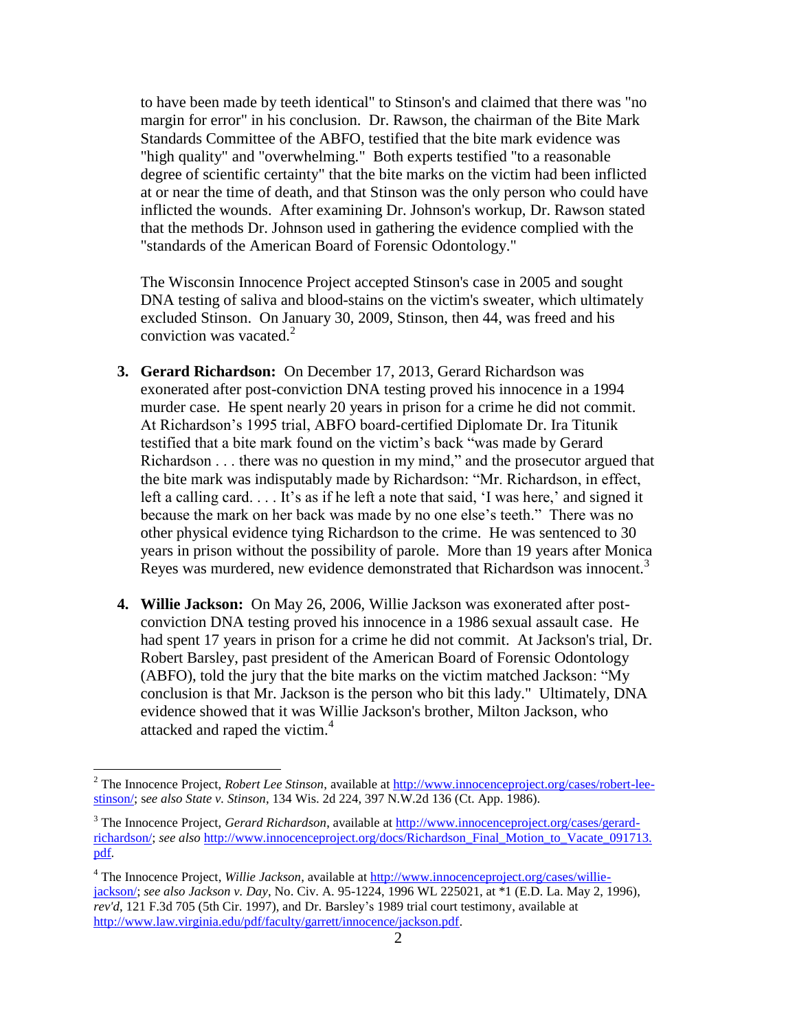to have been made by teeth identical" to Stinson's and claimed that there was "no margin for error" in his conclusion. Dr. Rawson, the chairman of the Bite Mark Standards Committee of the ABFO, testified that the bite mark evidence was "high quality" and "overwhelming." Both experts testified "to a reasonable degree of scientific certainty" that the bite marks on the victim had been inflicted at or near the time of death, and that Stinson was the only person who could have inflicted the wounds. After examining Dr. Johnson's workup, Dr. Rawson stated that the methods Dr. Johnson used in gathering the evidence complied with the "standards of the American Board of Forensic Odontology."

The Wisconsin Innocence Project accepted Stinson's case in 2005 and sought DNA testing of saliva and blood-stains on the victim's sweater, which ultimately excluded Stinson. On January 30, 2009, Stinson, then 44, was freed and his conviction was vacated.[2]

3. **Gerard Richardson:** On December 17, 2013, Gerard Richardson was exonerated after post-conviction DNA testing proved his innocence in a 1994 murder case. He spent nearly 20 years in prison for a crime he did not commit. At Richardson's 1995 trial, ABFO board-certified Diplomate Dr. Ira Titunik testified that a bite mark found on the victim's back "was made by Gerard Richardson . . . there was no question in my mind," and the prosecutor argued that the bite mark was indisputably made by Richardson: "Mr. Richardson, in effect, left a calling card. . . . It's as if he left a note that said, 'I was here,' and signed it because the mark on her back was made by no one else's teeth." There was no other physical evidence tying Richardson to the crime. He was sentenced to 30 years in prison without the possibility of parole. More than 19 years after Monica Reyes was murdered, new evidence demonstrated that Richardson was innocent.[3]

4. **Willie Jackson:** On May 26, 2006, Willie Jackson was exonerated after post-conviction DNA testing proved his innocence in a 1986 sexual assault case. He had spent 17 years in prison for a crime he did not commit. At Jackson's trial, Dr. Robert Barsley, past president of the American Board of Forensic Odontology (ABFO), told the jury that the bite marks on the victim matched Jackson: "My conclusion is that Mr. Jackson is the person who bit this lady." Ultimately, DNA evidence showed that it was Willie Jackson's brother, Milton Jackson, who attacked and raped the victim.[4]

---

[2] The Innocence Project, *Robert Lee Stinson*, available at http://www.innocenceproject.org/cases/robert-lee-stinson/; s*ee also State v. Stinson*, 134 Wis. 2d 224, 397 N.W.2d 136 (Ct. App. 1986).

[3] The Innocence Project, *Gerard Richardson*, available at http://www.innocenceproject.org/cases/gerard-richardson/; *see also* http://www.innocenceproject.org/docs/Richardson_Final_Motion_to_Vacate_091713.pdf.

[4] The Innocence Project, *Willie Jackson*, available at http://www.innocenceproject.org/cases/willie-jackson/; *see also Jackson v. Day*, No. Civ. A. 95-1224, 1996 WL 225021, at *1 (E.D. La. May 2, 1996), *rev'd*, 121 F.3d 705 (5th Cir. 1997), and Dr. Barsley's 1989 trial court testimony, available at http://www.law.virginia.edu/pdf/faculty/garrett/innocence/jackson.pdf.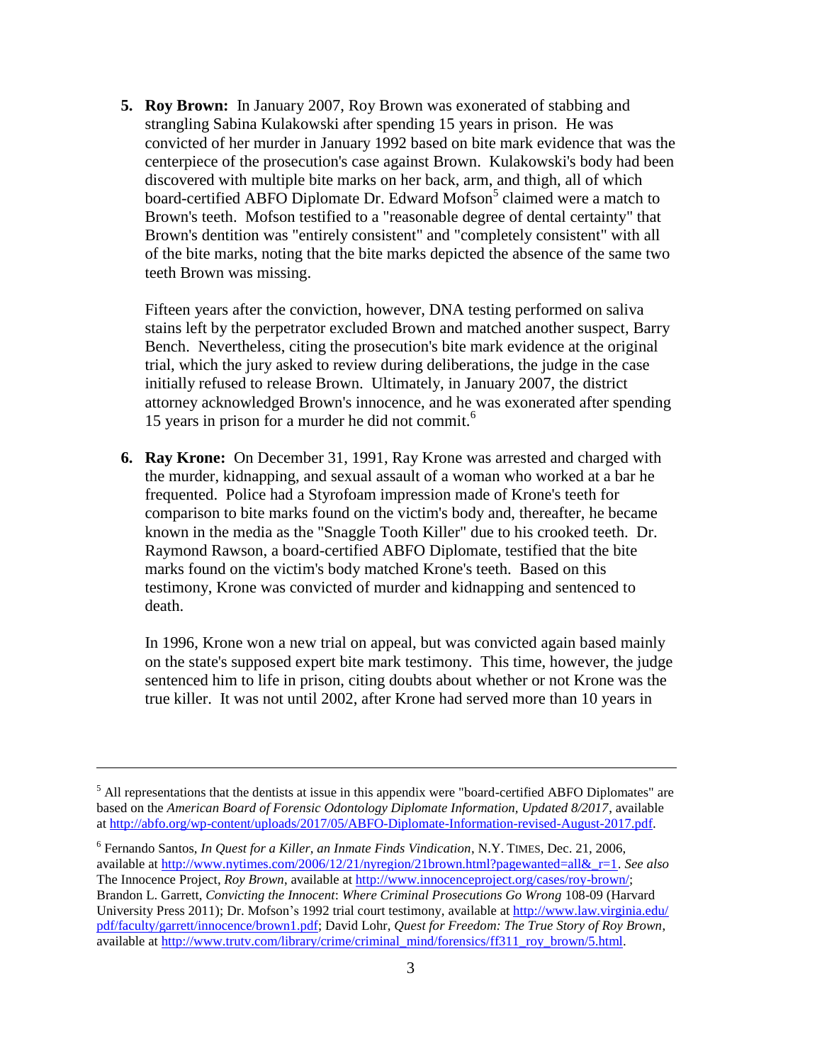5. **Roy Brown:** In January 2007, Roy Brown was exonerated of stabbing and strangling Sabina Kulakowski after spending 15 years in prison. He was convicted of her murder in January 1992 based on bite mark evidence that was the centerpiece of the prosecution's case against Brown. Kulakowski's body had been discovered with multiple bite marks on her back, arm, and thigh, all of which board-certified ABFO Diplomate Dr. Edward Mofson[5] claimed were a match to Brown's teeth. Mofson testified to a "reasonable degree of dental certainty" that Brown's dentition was "entirely consistent" and "completely consistent" with all of the bite marks, noting that the bite marks depicted the absence of the same two teeth Brown was missing.

   Fifteen years after the conviction, however, DNA testing performed on saliva stains left by the perpetrator excluded Brown and matched another suspect, Barry Bench. Nevertheless, citing the prosecution's bite mark evidence at the original trial, which the jury asked to review during deliberations, the judge in the case initially refused to release Brown. Ultimately, in January 2007, the district attorney acknowledged Brown's innocence, and he was exonerated after spending 15 years in prison for a murder he did not commit.[6]

6. **Ray Krone:** On December 31, 1991, Ray Krone was arrested and charged with the murder, kidnapping, and sexual assault of a woman who worked at a bar he frequented. Police had a Styrofoam impression made of Krone's teeth for comparison to bite marks found on the victim's body and, thereafter, he became known in the media as the "Snaggle Tooth Killer" due to his crooked teeth. Dr. Raymond Rawson, a board-certified ABFO Diplomate, testified that the bite marks found on the victim's body matched Krone's teeth. Based on this testimony, Krone was convicted of murder and kidnapping and sentenced to death.

   In 1996, Krone won a new trial on appeal, but was convicted again based mainly on the state's supposed expert bite mark testimony. This time, however, the judge sentenced him to life in prison, citing doubts about whether or not Krone was the true killer. It was not until 2002, after Krone had served more than 10 years in

---

[5] All representations that the dentists at issue in this appendix were "board-certified ABFO Diplomates" are based on the *American Board of Forensic Odontology Diplomate Information, Updated 8/2017*, available at http://abfo.org/wp-content/uploads/2017/05/ABFO-Diplomate-Information-revised-August-2017.pdf.

[6] Fernando Santos, *In Quest for a Killer, an Inmate Finds Vindication*, N.Y. TIMES, Dec. 21, 2006, available at http://www.nytimes.com/2006/12/21/nyregion/21brown.html?pagewanted=all&_r=1. *See also* The Innocence Project, *Roy Brown*, available at http://www.innocenceproject.org/cases/roy-brown/; Brandon L. Garrett, *Convicting the Innocent*: *Where Criminal Prosecutions Go Wrong* 108-09 (Harvard University Press 2011); Dr. Mofson's 1992 trial court testimony, available at http://www.law.virginia.edu/pdf/faculty/garrett/innocence/brown1.pdf; David Lohr, *Quest for Freedom: The True Story of Roy Brown*, available at http://www.trutv.com/library/crime/criminal_mind/forensics/ff311_roy_brown/5.html.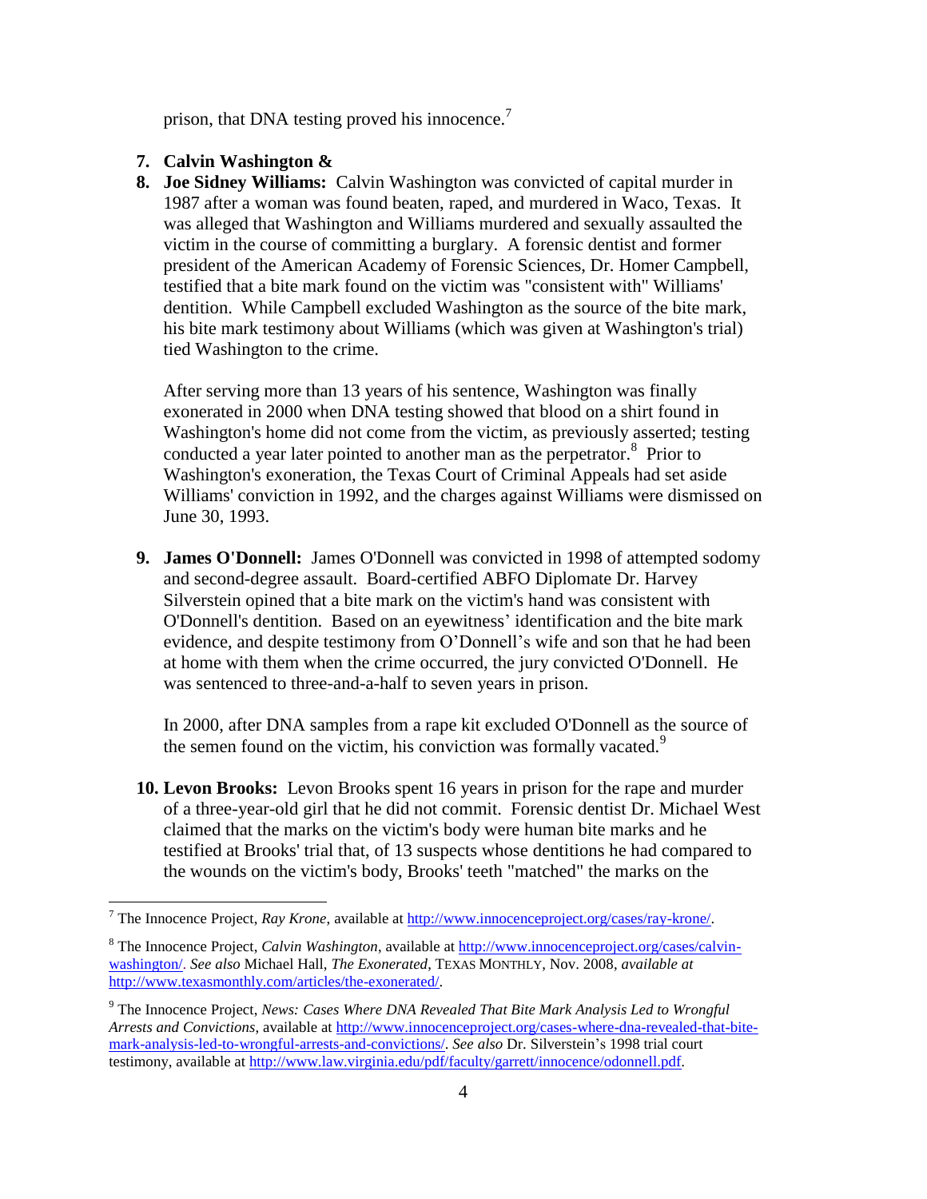prison, that DNA testing proved his innocence.[7]

7. **Calvin Washington &**
8. **Joe Sidney Williams:** Calvin Washington was convicted of capital murder in 1987 after a woman was found beaten, raped, and murdered in Waco, Texas. It was alleged that Washington and Williams murdered and sexually assaulted the victim in the course of committing a burglary. A forensic dentist and former president of the American Academy of Forensic Sciences, Dr. Homer Campbell, testified that a bite mark found on the victim was "consistent with" Williams' dentition. While Campbell excluded Washington as the source of the bite mark, his bite mark testimony about Williams (which was given at Washington's trial) tied Washington to the crime.

   After serving more than 13 years of his sentence, Washington was finally exonerated in 2000 when DNA testing showed that blood on a shirt found in Washington's home did not come from the victim, as previously asserted; testing conducted a year later pointed to another man as the perpetrator.[8] Prior to Washington's exoneration, the Texas Court of Criminal Appeals had set aside Williams' conviction in 1992, and the charges against Williams were dismissed on June 30, 1993.

9. **James O'Donnell:** James O'Donnell was convicted in 1998 of attempted sodomy and second-degree assault. Board-certified ABFO Diplomate Dr. Harvey Silverstein opined that a bite mark on the victim's hand was consistent with O'Donnell's dentition. Based on an eyewitness' identification and the bite mark evidence, and despite testimony from O'Donnell's wife and son that he had been at home with them when the crime occurred, the jury convicted O'Donnell. He was sentenced to three-and-a-half to seven years in prison.

   In 2000, after DNA samples from a rape kit excluded O'Donnell as the source of the semen found on the victim, his conviction was formally vacated.[9]

10. **Levon Brooks:** Levon Brooks spent 16 years in prison for the rape and murder of a three-year-old girl that he did not commit. Forensic dentist Dr. Michael West claimed that the marks on the victim's body were human bite marks and he testified at Brooks' trial that, of 13 suspects whose dentitions he had compared to the wounds on the victim's body, Brooks' teeth "matched" the marks on the

---

[7] The Innocence Project, *Ray Krone*, available at http://www.innocenceproject.org/cases/ray-krone/.

[8] The Innocence Project, *Calvin Washington*, available at http://www.innocenceproject.org/cases/calvin-washington/. *See also* Michael Hall, *The Exonerated*, TEXAS MONTHLY, Nov. 2008, *available at* http://www.texasmonthly.com/articles/the-exonerated/.

[9] The Innocence Project, *News: Cases Where DNA Revealed That Bite Mark Analysis Led to Wrongful Arrests and Convictions*, available at http://www.innocenceproject.org/cases-where-dna-revealed-that-bite-mark-analysis-led-to-wrongful-arrests-and-convictions/. *See also* Dr. Silverstein's 1998 trial court testimony, available at http://www.law.virginia.edu/pdf/faculty/garrett/innocence/odonnell.pdf.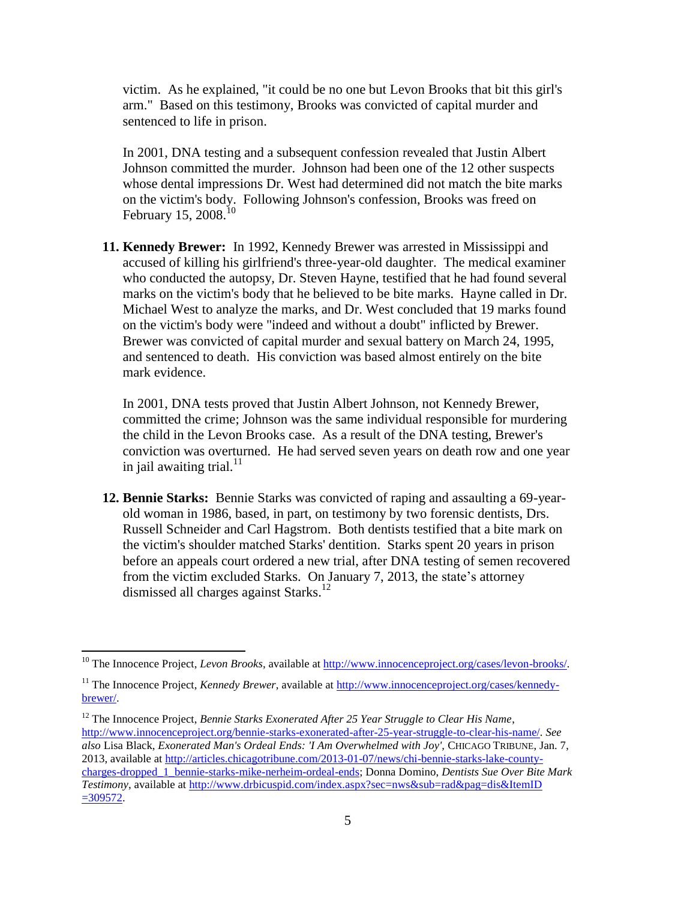victim. As he explained, "it could be no one but Levon Brooks that bit this girl's arm." Based on this testimony, Brooks was convicted of capital murder and sentenced to life in prison.

In 2001, DNA testing and a subsequent confession revealed that Justin Albert Johnson committed the murder. Johnson had been one of the 12 other suspects whose dental impressions Dr. West had determined did not match the bite marks on the victim's body. Following Johnson's confession, Brooks was freed on February 15, 2008.[10]

11. **Kennedy Brewer:** In 1992, Kennedy Brewer was arrested in Mississippi and accused of killing his girlfriend's three-year-old daughter. The medical examiner who conducted the autopsy, Dr. Steven Hayne, testified that he had found several marks on the victim's body that he believed to be bite marks. Hayne called in Dr. Michael West to analyze the marks, and Dr. West concluded that 19 marks found on the victim's body were "indeed and without a doubt" inflicted by Brewer. Brewer was convicted of capital murder and sexual battery on March 24, 1995, and sentenced to death. His conviction was based almost entirely on the bite mark evidence.

    In 2001, DNA tests proved that Justin Albert Johnson, not Kennedy Brewer, committed the crime; Johnson was the same individual responsible for murdering the child in the Levon Brooks case. As a result of the DNA testing, Brewer's conviction was overturned. He had served seven years on death row and one year in jail awaiting trial.[11]

12. **Bennie Starks:** Bennie Starks was convicted of raping and assaulting a 69-year-old woman in 1986, based, in part, on testimony by two forensic dentists, Drs. Russell Schneider and Carl Hagstrom. Both dentists testified that a bite mark on the victim's shoulder matched Starks' dentition. Starks spent 20 years in prison before an appeals court ordered a new trial, after DNA testing of semen recovered from the victim excluded Starks. On January 7, 2013, the state's attorney dismissed all charges against Starks.[12]

---

[10] The Innocence Project, *Levon Brooks*, available at http://www.innocenceproject.org/cases/levon-brooks/.

[11] The Innocence Project, *Kennedy Brewer*, available at http://www.innocenceproject.org/cases/kennedy-brewer/.

[12] The Innocence Project, *Bennie Starks Exonerated After 25 Year Struggle to Clear His Name*, http://www.innocenceproject.org/bennie-starks-exonerated-after-25-year-struggle-to-clear-his-name/. *See also* Lisa Black, *Exonerated Man's Ordeal Ends: 'I Am Overwhelmed with Joy'*, CHICAGO TRIBUNE, Jan. 7, 2013, available at http://articles.chicagotribune.com/2013-01-07/news/chi-bennie-starks-lake-county-charges-dropped_1_bennie-starks-mike-nerheim-ordeal-ends; Donna Domino, *Dentists Sue Over Bite Mark Testimony*, available at http://www.drbicuspid.com/index.aspx?sec=nws&sub=rad&pag=dis&ItemID=309572.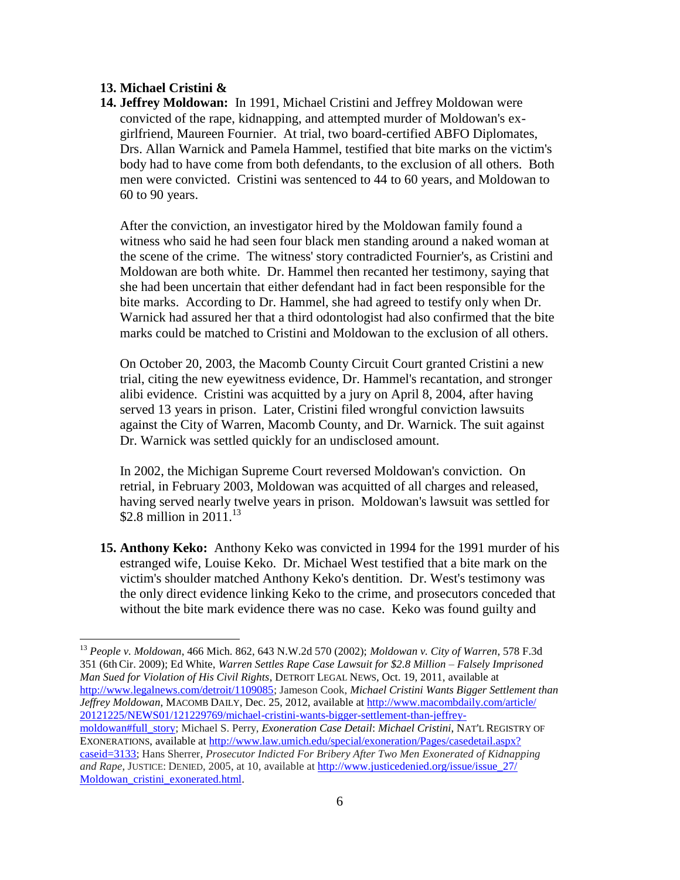13. **Michael Cristini &**
14. **Jeffrey Moldowan:** In 1991, Michael Cristini and Jeffrey Moldowan were convicted of the rape, kidnapping, and attempted murder of Moldowan's ex-girlfriend, Maureen Fournier. At trial, two board-certified ABFO Diplomates, Drs. Allan Warnick and Pamela Hammel, testified that bite marks on the victim's body had to have come from both defendants, to the exclusion of all others. Both men were convicted. Cristini was sentenced to 44 to 60 years, and Moldowan to 60 to 90 years.

    After the conviction, an investigator hired by the Moldowan family found a witness who said he had seen four black men standing around a naked woman at the scene of the crime. The witness' story contradicted Fournier's, as Cristini and Moldowan are both white. Dr. Hammel then recanted her testimony, saying that she had been uncertain that either defendant had in fact been responsible for the bite marks. According to Dr. Hammel, she had agreed to testify only when Dr. Warnick had assured her that a third odontologist had also confirmed that the bite marks could be matched to Cristini and Moldowan to the exclusion of all others.

    On October 20, 2003, the Macomb County Circuit Court granted Cristini a new trial, citing the new eyewitness evidence, Dr. Hammel's recantation, and stronger alibi evidence. Cristini was acquitted by a jury on April 8, 2004, after having served 13 years in prison. Later, Cristini filed wrongful conviction lawsuits against the City of Warren, Macomb County, and Dr. Warnick. The suit against Dr. Warnick was settled quickly for an undisclosed amount.

    In 2002, the Michigan Supreme Court reversed Moldowan's conviction. On retrial, in February 2003, Moldowan was acquitted of all charges and released, having served nearly twelve years in prison. Moldowan's lawsuit was settled for \$2.8 million in 2011.[13]

15. **Anthony Keko:** Anthony Keko was convicted in 1994 for the 1991 murder of his estranged wife, Louise Keko. Dr. Michael West testified that a bite mark on the victim's shoulder matched Anthony Keko's dentition. Dr. West's testimony was the only direct evidence linking Keko to the crime, and prosecutors conceded that without the bite mark evidence there was no case. Keko was found guilty and

---

[13] *People v. Moldowan*, 466 Mich. 862, 643 N.W.2d 570 (2002); *Moldowan v. City of Warren*, 578 F.3d 351 (6th Cir. 2009); Ed White, *Warren Settles Rape Case Lawsuit for \$2.8 Million – Falsely Imprisoned Man Sued for Violation of His Civil Rights*, DETROIT LEGAL NEWS, Oct. 19, 2011, available at http://www.legalnews.com/detroit/1109085; Jameson Cook, *Michael Cristini Wants Bigger Settlement than Jeffrey Moldowan*, MACOMB DAILY, Dec. 25, 2012, available at http://www.macombdaily.com/article/20121225/NEWS01/121229769/michael-cristini-wants-bigger-settlement-than-jeffrey-moldowan#full_story; Michael S. Perry, *Exoneration Case Detail*: *Michael Cristini*, NAT'L REGISTRY OF EXONERATIONS, available at http://www.law.umich.edu/special/exoneration/Pages/casedetail.aspx?caseid=3133; Hans Sherrer, *Prosecutor Indicted For Bribery After Two Men Exonerated of Kidnapping and Rape*, JUSTICE: DENIED, 2005, at 10, available at http://www.justicedenied.org/issue/issue_27/Moldowan_cristini_exonerated.html.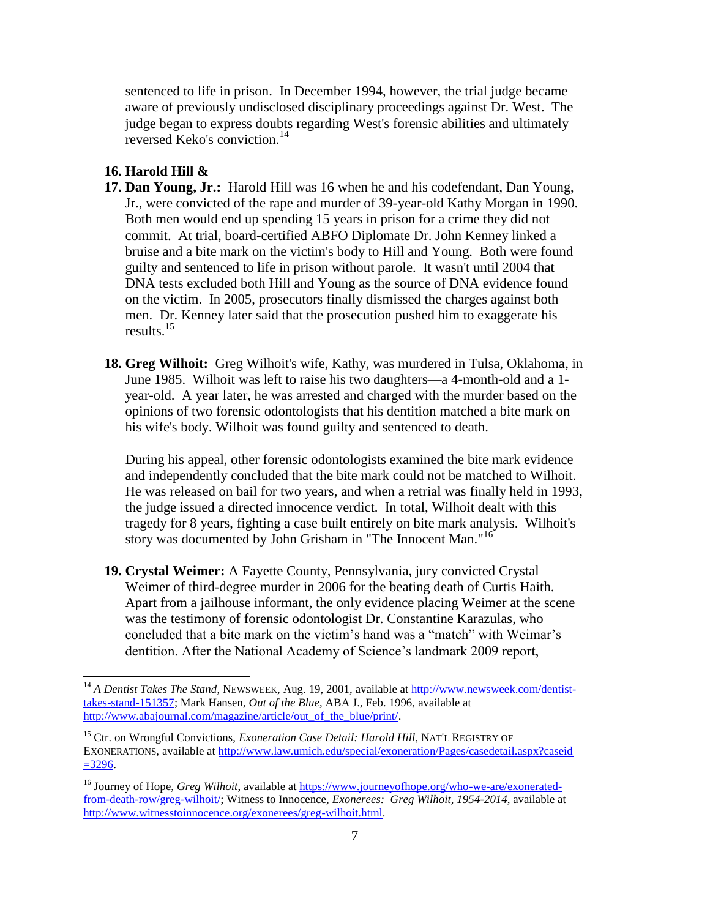sentenced to life in prison. In December 1994, however, the trial judge became aware of previously undisclosed disciplinary proceedings against Dr. West. The judge began to express doubts regarding West's forensic abilities and ultimately reversed Keko's conviction.[14]

16. **Harold Hill &**
17. **Dan Young, Jr.:** Harold Hill was 16 when he and his codefendant, Dan Young, Jr., were convicted of the rape and murder of 39-year-old Kathy Morgan in 1990. Both men would end up spending 15 years in prison for a crime they did not commit. At trial, board-certified ABFO Diplomate Dr. John Kenney linked a bruise and a bite mark on the victim's body to Hill and Young. Both were found guilty and sentenced to life in prison without parole. It wasn't until 2004 that DNA tests excluded both Hill and Young as the source of DNA evidence found on the victim. In 2005, prosecutors finally dismissed the charges against both men. Dr. Kenney later said that the prosecution pushed him to exaggerate his results.[15]

18. **Greg Wilhoit:** Greg Wilhoit's wife, Kathy, was murdered in Tulsa, Oklahoma, in June 1985. Wilhoit was left to raise his two daughters—a 4-month-old and a 1-year-old. A year later, he was arrested and charged with the murder based on the opinions of two forensic odontologists that his dentition matched a bite mark on his wife's body. Wilhoit was found guilty and sentenced to death.

    During his appeal, other forensic odontologists examined the bite mark evidence and independently concluded that the bite mark could not be matched to Wilhoit. He was released on bail for two years, and when a retrial was finally held in 1993, the judge issued a directed innocence verdict. In total, Wilhoit dealt with this tragedy for 8 years, fighting a case built entirely on bite mark analysis. Wilhoit's story was documented by John Grisham in "The Innocent Man."[16]

19. **Crystal Weimer:** A Fayette County, Pennsylvania, jury convicted Crystal Weimer of third-degree murder in 2006 for the beating death of Curtis Haith. Apart from a jailhouse informant, the only evidence placing Weimer at the scene was the testimony of forensic odontologist Dr. Constantine Karazulas, who concluded that a bite mark on the victim's hand was a "match" with Weimar's dentition. After the National Academy of Science's landmark 2009 report,

---

[14] *A Dentist Takes The Stand*, NEWSWEEK, Aug. 19, 2001, available at http://www.newsweek.com/dentist-takes-stand-151357; Mark Hansen, *Out of the Blue*, ABA J., Feb. 1996, available at http://www.abajournal.com/magazine/article/out_of_the_blue/print/.

[15] Ctr. on Wrongful Convictions, *Exoneration Case Detail: Harold Hill*, NAT'L REGISTRY OF EXONERATIONS, available at http://www.law.umich.edu/special/exoneration/Pages/casedetail.aspx?caseid=3296.

[16] Journey of Hope, *Greg Wilhoit*, available at https://www.journeyofhope.org/who-we-are/exonerated-from-death-row/greg-wilhoit/; Witness to Innocence, *Exonerees: Greg Wilhoit, 1954-2014*, available at http://www.witnesstoinnocence.org/exonerees/greg-wilhoit.html.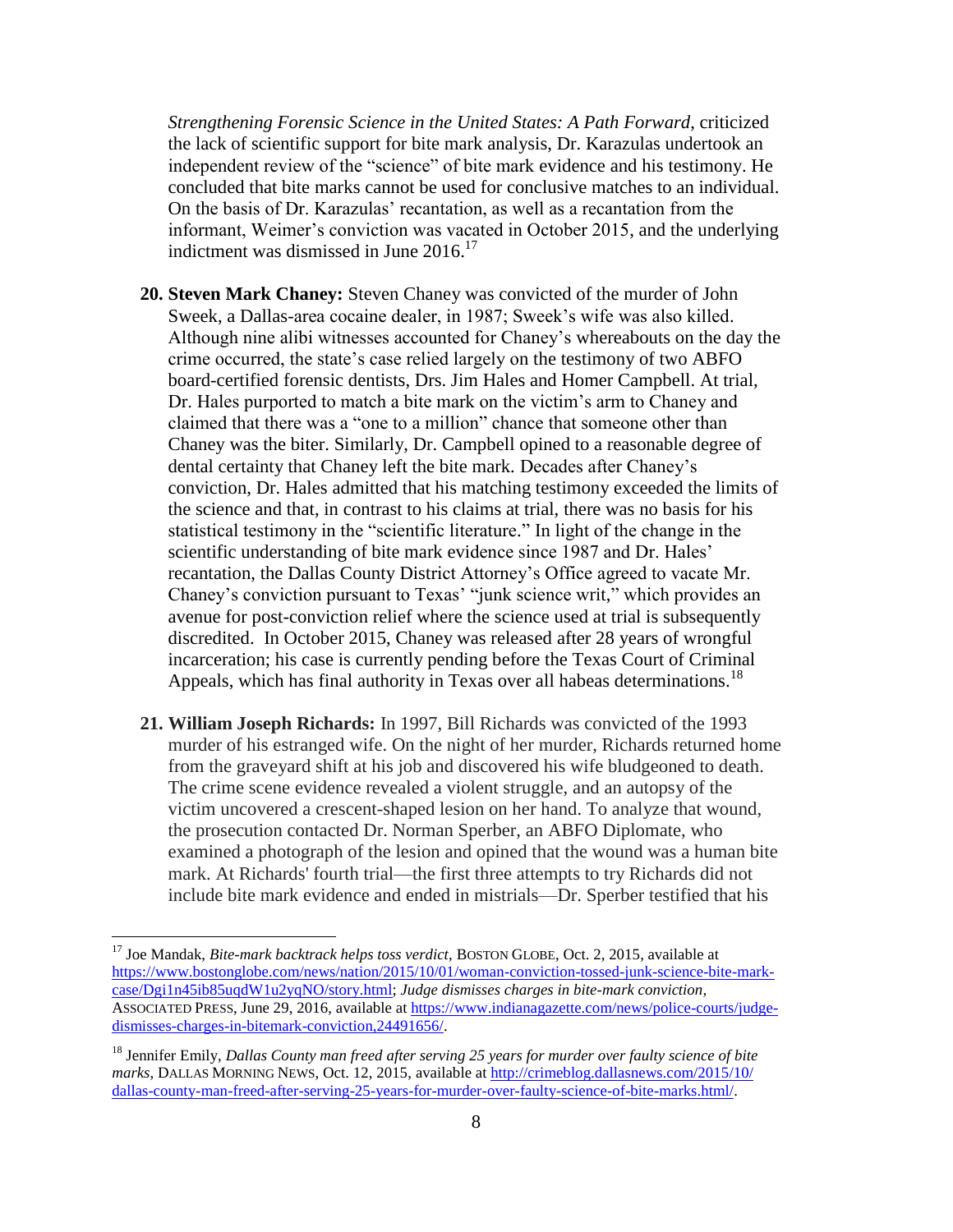*Strengthening Forensic Science in the United States: A Path Forward*, criticized the lack of scientific support for bite mark analysis, Dr. Karazulas undertook an independent review of the "science" of bite mark evidence and his testimony. He concluded that bite marks cannot be used for conclusive matches to an individual. On the basis of Dr. Karazulas' recantation, as well as a recantation from the informant, Weimer's conviction was vacated in October 2015, and the underlying indictment was dismissed in June 2016.[17]

20. **Steven Mark Chaney:** Steven Chaney was convicted of the murder of John Sweek, a Dallas-area cocaine dealer, in 1987; Sweek's wife was also killed. Although nine alibi witnesses accounted for Chaney's whereabouts on the day the crime occurred, the state's case relied largely on the testimony of two ABFO board-certified forensic dentists, Drs. Jim Hales and Homer Campbell. At trial, Dr. Hales purported to match a bite mark on the victim's arm to Chaney and claimed that there was a "one to a million" chance that someone other than Chaney was the biter. Similarly, Dr. Campbell opined to a reasonable degree of dental certainty that Chaney left the bite mark. Decades after Chaney's conviction, Dr. Hales admitted that his matching testimony exceeded the limits of the science and that, in contrast to his claims at trial, there was no basis for his statistical testimony in the "scientific literature." In light of the change in the scientific understanding of bite mark evidence since 1987 and Dr. Hales' recantation, the Dallas County District Attorney's Office agreed to vacate Mr. Chaney's conviction pursuant to Texas' "junk science writ," which provides an avenue for post-conviction relief where the science used at trial is subsequently discredited. In October 2015, Chaney was released after 28 years of wrongful incarceration; his case is currently pending before the Texas Court of Criminal Appeals, which has final authority in Texas over all habeas determinations.[18]

21. **William Joseph Richards:** In 1997, Bill Richards was convicted of the 1993 murder of his estranged wife. On the night of her murder, Richards returned home from the graveyard shift at his job and discovered his wife bludgeoned to death. The crime scene evidence revealed a violent struggle, and an autopsy of the victim uncovered a crescent-shaped lesion on her hand. To analyze that wound, the prosecution contacted Dr. Norman Sperber, an ABFO Diplomate, who examined a photograph of the lesion and opined that the wound was a human bite mark. At Richards' fourth trial—the first three attempts to try Richards did not include bite mark evidence and ended in mistrials—Dr. Sperber testified that his

---

[17] Joe Mandak, *Bite-mark backtrack helps toss verdict*, BOSTON GLOBE, Oct. 2, 2015, available at https://www.bostonglobe.com/news/nation/2015/10/01/woman-conviction-tossed-junk-science-bite-mark-case/Dgi1n45ib85uqdW1u2yqNO/story.html; *Judge dismisses charges in bite-mark conviction*, ASSOCIATED PRESS, June 29, 2016, available at https://www.indianagazette.com/news/police-courts/judge-dismisses-charges-in-bitemark-conviction,24491656/.

[18] Jennifer Emily, *Dallas County man freed after serving 25 years for murder over faulty science of bite marks*, DALLAS MORNING NEWS, Oct. 12, 2015, available at http://crimeblog.dallasnews.com/2015/10/dallas-county-man-freed-after-serving-25-years-for-murder-over-faulty-science-of-bite-marks.html/.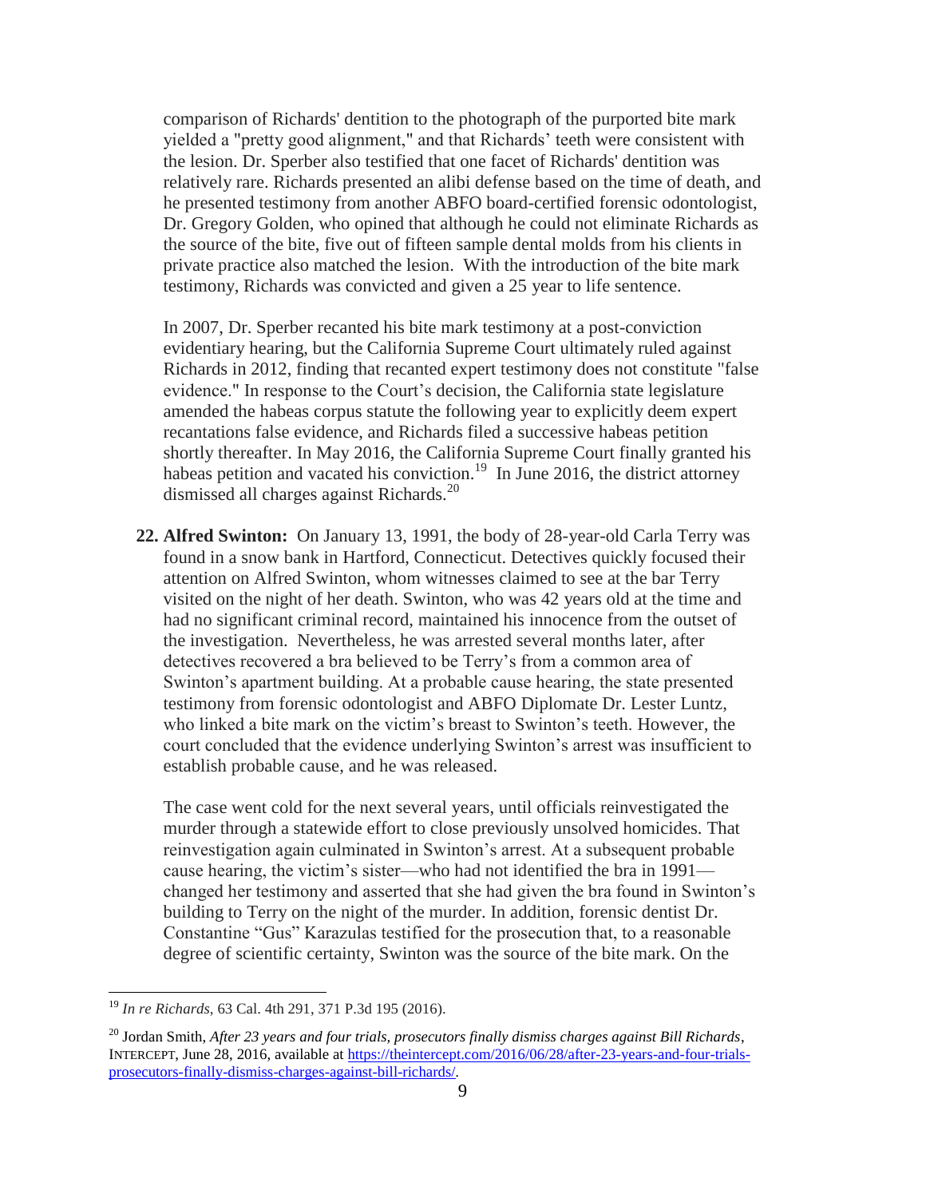comparison of Richards' dentition to the photograph of the purported bite mark yielded a "pretty good alignment," and that Richards' teeth were consistent with the lesion. Dr. Sperber also testified that one facet of Richards' dentition was relatively rare. Richards presented an alibi defense based on the time of death, and he presented testimony from another ABFO board-certified forensic odontologist, Dr. Gregory Golden, who opined that although he could not eliminate Richards as the source of the bite, five out of fifteen sample dental molds from his clients in private practice also matched the lesion. With the introduction of the bite mark testimony, Richards was convicted and given a 25 year to life sentence.

In 2007, Dr. Sperber recanted his bite mark testimony at a post-conviction evidentiary hearing, but the California Supreme Court ultimately ruled against Richards in 2012, finding that recanted expert testimony does not constitute "false evidence." In response to the Court's decision, the California state legislature amended the habeas corpus statute the following year to explicitly deem expert recantations false evidence, and Richards filed a successive habeas petition shortly thereafter. In May 2016, the California Supreme Court finally granted his habeas petition and vacated his conviction.[19] In June 2016, the district attorney dismissed all charges against Richards.[20]

22. **Alfred Swinton:** On January 13, 1991, the body of 28-year-old Carla Terry was found in a snow bank in Hartford, Connecticut. Detectives quickly focused their attention on Alfred Swinton, whom witnesses claimed to see at the bar Terry visited on the night of her death. Swinton, who was 42 years old at the time and had no significant criminal record, maintained his innocence from the outset of the investigation. Nevertheless, he was arrested several months later, after detectives recovered a bra believed to be Terry's from a common area of Swinton's apartment building. At a probable cause hearing, the state presented testimony from forensic odontologist and ABFO Diplomate Dr. Lester Luntz, who linked a bite mark on the victim's breast to Swinton's teeth. However, the court concluded that the evidence underlying Swinton's arrest was insufficient to establish probable cause, and he was released.

    The case went cold for the next several years, until officials reinvestigated the murder through a statewide effort to close previously unsolved homicides. That reinvestigation again culminated in Swinton's arrest. At a subsequent probable cause hearing, the victim's sister—who had not identified the bra in 1991—changed her testimony and asserted that she had given the bra found in Swinton's building to Terry on the night of the murder. In addition, forensic dentist Dr. Constantine "Gus" Karazulas testified for the prosecution that, to a reasonable degree of scientific certainty, Swinton was the source of the bite mark. On the

---

[19] *In re Richards*, 63 Cal. 4th 291, 371 P.3d 195 (2016).

[20] Jordan Smith, *After 23 years and four trials, prosecutors finally dismiss charges against Bill Richards*, INTERCEPT, June 28, 2016, available at https://theintercept.com/2016/06/28/after-23-years-and-four-trials-prosecutors-finally-dismiss-charges-against-bill-richards/.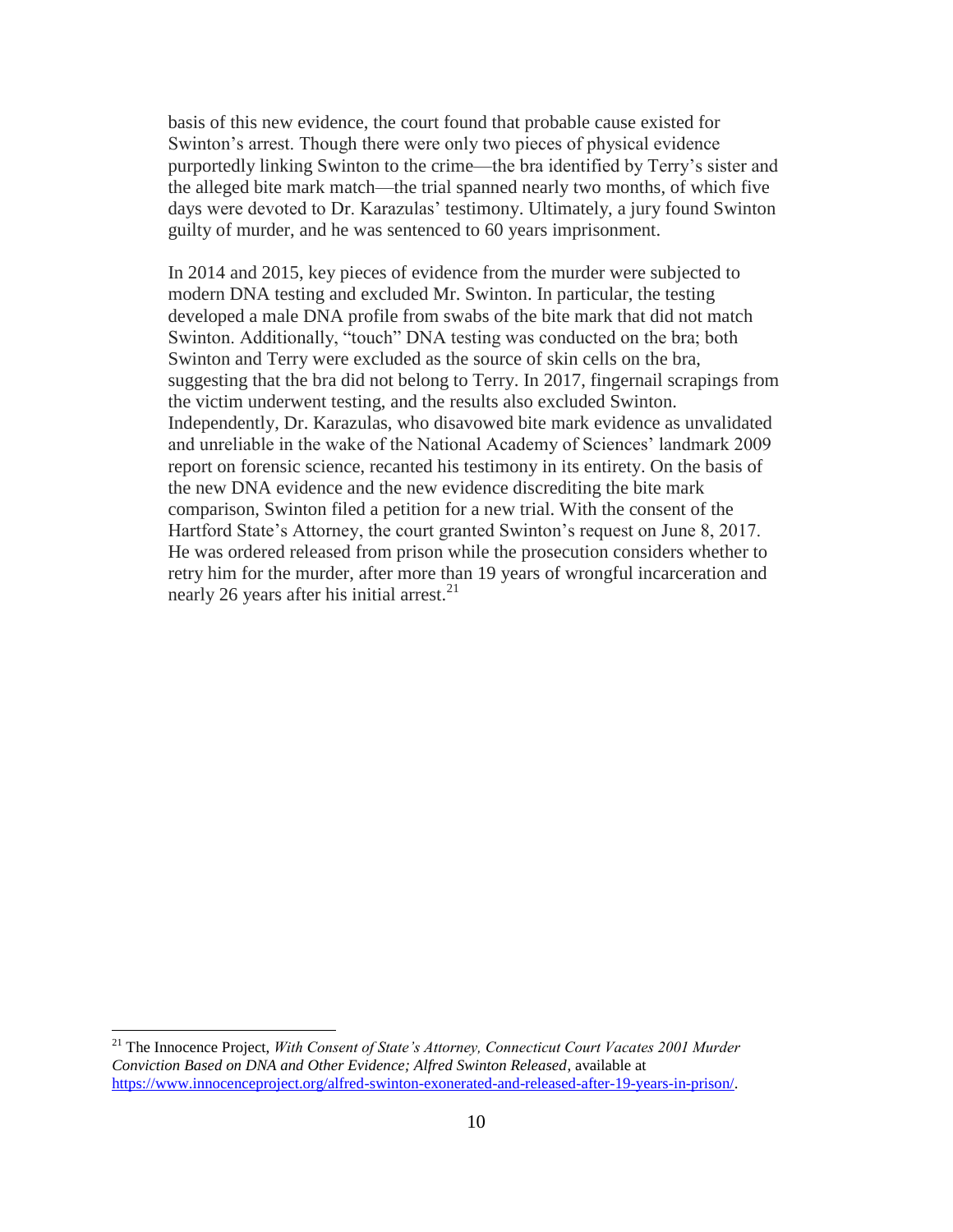basis of this new evidence, the court found that probable cause existed for Swinton's arrest. Though there were only two pieces of physical evidence purportedly linking Swinton to the crime—the bra identified by Terry's sister and the alleged bite mark match—the trial spanned nearly two months, of which five days were devoted to Dr. Karazulas' testimony. Ultimately, a jury found Swinton guilty of murder, and he was sentenced to 60 years imprisonment.

In 2014 and 2015, key pieces of evidence from the murder were subjected to modern DNA testing and excluded Mr. Swinton. In particular, the testing developed a male DNA profile from swabs of the bite mark that did not match Swinton. Additionally, "touch" DNA testing was conducted on the bra; both Swinton and Terry were excluded as the source of skin cells on the bra, suggesting that the bra did not belong to Terry. In 2017, fingernail scrapings from the victim underwent testing, and the results also excluded Swinton. Independently, Dr. Karazulas, who disavowed bite mark evidence as unvalidated and unreliable in the wake of the National Academy of Sciences' landmark 2009 report on forensic science, recanted his testimony in its entirety. On the basis of the new DNA evidence and the new evidence discrediting the bite mark comparison, Swinton filed a petition for a new trial. With the consent of the Hartford State's Attorney, the court granted Swinton's request on June 8, 2017. He was ordered released from prison while the prosecution considers whether to retry him for the murder, after more than 19 years of wrongful incarceration and nearly 26 years after his initial arrest.[21]

---

[21] The Innocence Project, *With Consent of State's Attorney, Connecticut Court Vacates 2001 Murder Conviction Based on DNA and Other Evidence; Alfred Swinton Released*, available at https://www.innocenceproject.org/alfred-swinton-exonerated-and-released-after-19-years-in-prison/.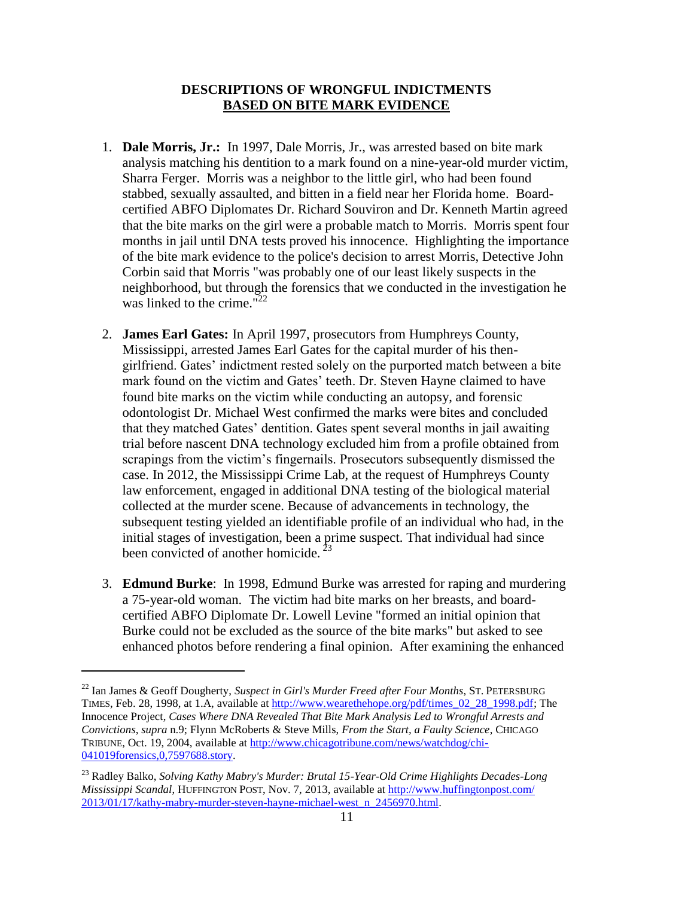## DESCRIPTIONS OF WRONGFUL INDICTMENTS BASED ON BITE MARK EVIDENCE

1. **Dale Morris, Jr.:** In 1997, Dale Morris, Jr., was arrested based on bite mark analysis matching his dentition to a mark found on a nine-year-old murder victim, Sharra Ferger. Morris was a neighbor to the little girl, who had been found stabbed, sexually assaulted, and bitten in a field near her Florida home. Board-certified ABFO Diplomates Dr. Richard Souviron and Dr. Kenneth Martin agreed that the bite marks on the girl were a probable match to Morris. Morris spent four months in jail until DNA tests proved his innocence. Highlighting the importance of the bite mark evidence to the police's decision to arrest Morris, Detective John Corbin said that Morris "was probably one of our least likely suspects in the neighborhood, but through the forensics that we conducted in the investigation he was linked to the crime."[22]

2. **James Earl Gates:** In April 1997, prosecutors from Humphreys County, Mississippi, arrested James Earl Gates for the capital murder of his then-girlfriend. Gates' indictment rested solely on the purported match between a bite mark found on the victim and Gates' teeth. Dr. Steven Hayne claimed to have found bite marks on the victim while conducting an autopsy, and forensic odontologist Dr. Michael West confirmed the marks were bites and concluded that they matched Gates' dentition. Gates spent several months in jail awaiting trial before nascent DNA technology excluded him from a profile obtained from scrapings from the victim's fingernails. Prosecutors subsequently dismissed the case. In 2012, the Mississippi Crime Lab, at the request of Humphreys County law enforcement, engaged in additional DNA testing of the biological material collected at the murder scene. Because of advancements in technology, the subsequent testing yielded an identifiable profile of an individual who had, in the initial stages of investigation, been a prime suspect. That individual had since been convicted of another homicide. [23]

3. **Edmund Burke**: In 1998, Edmund Burke was arrested for raping and murdering a 75-year-old woman. The victim had bite marks on her breasts, and board-certified ABFO Diplomate Dr. Lowell Levine "formed an initial opinion that Burke could not be excluded as the source of the bite marks" but asked to see enhanced photos before rendering a final opinion. After examining the enhanced

---

[22] Ian James & Geoff Dougherty, *Suspect in Girl's Murder Freed after Four Months*, ST. PETERSBURG TIMES, Feb. 28, 1998, at 1.A, available at http://www.wearethehope.org/pdf/times_02_28_1998.pdf; The Innocence Project, *Cases Where DNA Revealed That Bite Mark Analysis Led to Wrongful Arrests and Convictions*, *supra* n.9; Flynn McRoberts & Steve Mills, *From the Start, a Faulty Science*, CHICAGO TRIBUNE, Oct. 19, 2004, available at http://www.chicagotribune.com/news/watchdog/chi-041019forensics,0,7597688.story.

[23] Radley Balko, *Solving Kathy Mabry's Murder: Brutal 15-Year-Old Crime Highlights Decades-Long Mississippi Scandal*, HUFFINGTON POST, Nov. 7, 2013, available at http://www.huffingtonpost.com/2013/01/17/kathy-mabry-murder-steven-hayne-michael-west_n_2456970.html.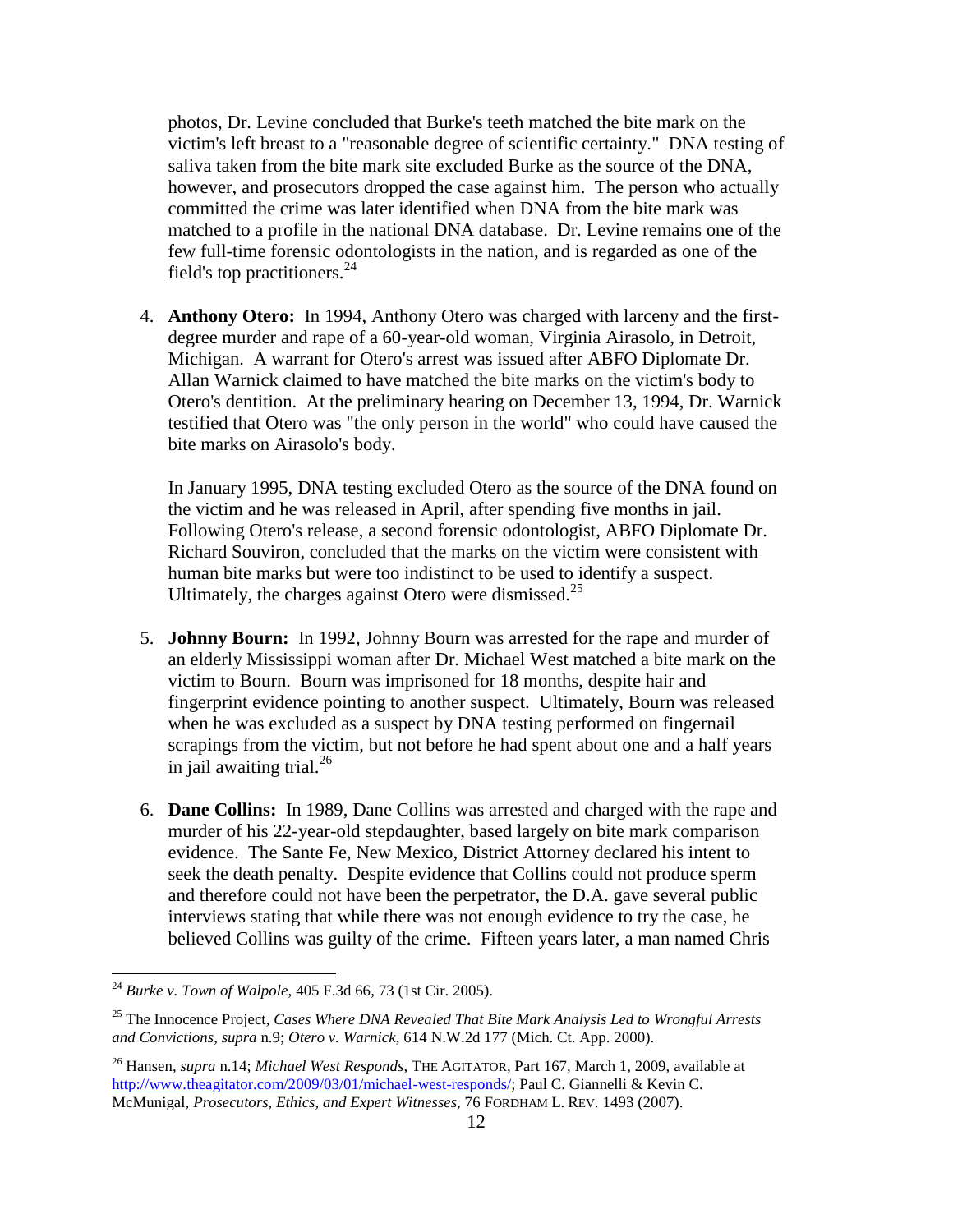photos, Dr. Levine concluded that Burke's teeth matched the bite mark on the victim's left breast to a "reasonable degree of scientific certainty." DNA testing of saliva taken from the bite mark site excluded Burke as the source of the DNA, however, and prosecutors dropped the case against him. The person who actually committed the crime was later identified when DNA from the bite mark was matched to a profile in the national DNA database. Dr. Levine remains one of the few full-time forensic odontologists in the nation, and is regarded as one of the field's top practitioners.[24]

4. **Anthony Otero:** In 1994, Anthony Otero was charged with larceny and the first-degree murder and rape of a 60-year-old woman, Virginia Airasolo, in Detroit, Michigan. A warrant for Otero's arrest was issued after ABFO Diplomate Dr. Allan Warnick claimed to have matched the bite marks on the victim's body to Otero's dentition. At the preliminary hearing on December 13, 1994, Dr. Warnick testified that Otero was "the only person in the world" who could have caused the bite marks on Airasolo's body.

   In January 1995, DNA testing excluded Otero as the source of the DNA found on the victim and he was released in April, after spending five months in jail. Following Otero's release, a second forensic odontologist, ABFO Diplomate Dr. Richard Souviron, concluded that the marks on the victim were consistent with human bite marks but were too indistinct to be used to identify a suspect. Ultimately, the charges against Otero were dismissed.[25]

5. **Johnny Bourn:** In 1992, Johnny Bourn was arrested for the rape and murder of an elderly Mississippi woman after Dr. Michael West matched a bite mark on the victim to Bourn. Bourn was imprisoned for 18 months, despite hair and fingerprint evidence pointing to another suspect. Ultimately, Bourn was released when he was excluded as a suspect by DNA testing performed on fingernail scrapings from the victim, but not before he had spent about one and a half years in jail awaiting trial.[26]

6. **Dane Collins:** In 1989, Dane Collins was arrested and charged with the rape and murder of his 22-year-old stepdaughter, based largely on bite mark comparison evidence. The Sante Fe, New Mexico, District Attorney declared his intent to seek the death penalty. Despite evidence that Collins could not produce sperm and therefore could not have been the perpetrator, the D.A. gave several public interviews stating that while there was not enough evidence to try the case, he believed Collins was guilty of the crime. Fifteen years later, a man named Chris

---

[24] *Burke v. Town of Walpole*, 405 F.3d 66, 73 (1st Cir. 2005).

[25] The Innocence Project, *Cases Where DNA Revealed That Bite Mark Analysis Led to Wrongful Arrests and Convictions*, *supra* n.9; *Otero v. Warnick*, 614 N.W.2d 177 (Mich. Ct. App. 2000).

[26] Hansen, *supra* n.14; *Michael West Responds*, THE AGITATOR, Part 167, March 1, 2009, available at http://www.theagitator.com/2009/03/01/michael-west-responds/; Paul C. Giannelli & Kevin C. McMunigal, *Prosecutors, Ethics, and Expert Witnesses*, 76 FORDHAM L. REV. 1493 (2007).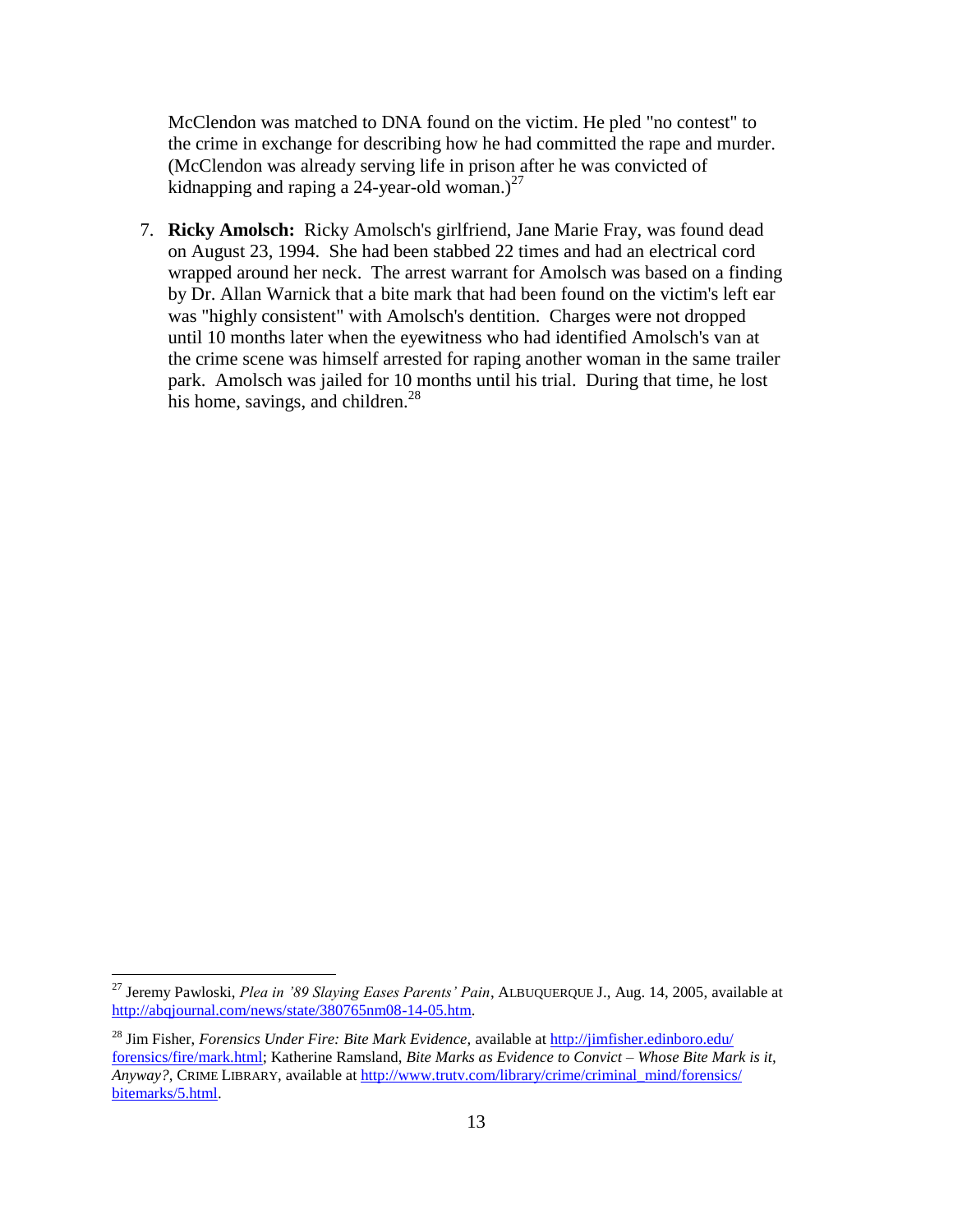McClendon was matched to DNA found on the victim. He pled "no contest" to the crime in exchange for describing how he had committed the rape and murder. (McClendon was already serving life in prison after he was convicted of kidnapping and raping a 24-year-old woman.)[27]

7. **Ricky Amolsch:** Ricky Amolsch's girlfriend, Jane Marie Fray, was found dead on August 23, 1994. She had been stabbed 22 times and had an electrical cord wrapped around her neck. The arrest warrant for Amolsch was based on a finding by Dr. Allan Warnick that a bite mark that had been found on the victim's left ear was "highly consistent" with Amolsch's dentition. Charges were not dropped until 10 months later when the eyewitness who had identified Amolsch's van at the crime scene was himself arrested for raping another woman in the same trailer park. Amolsch was jailed for 10 months until his trial. During that time, he lost his home, savings, and children.[28]

---

[27] Jeremy Pawloski, *Plea in '89 Slaying Eases Parents' Pain*, ALBUQUERQUE J., Aug. 14, 2005, available at http://abqjournal.com/news/state/380765nm08-14-05.htm.

[28] Jim Fisher, *Forensics Under Fire: Bite Mark Evidence*, available at http://jimfisher.edinboro.edu/forensics/fire/mark.html; Katherine Ramsland, *Bite Marks as Evidence to Convict – Whose Bite Mark is it, Anyway?*, CRIME LIBRARY, available at http://www.trutv.com/library/crime/criminal_mind/forensics/bitemarks/5.html.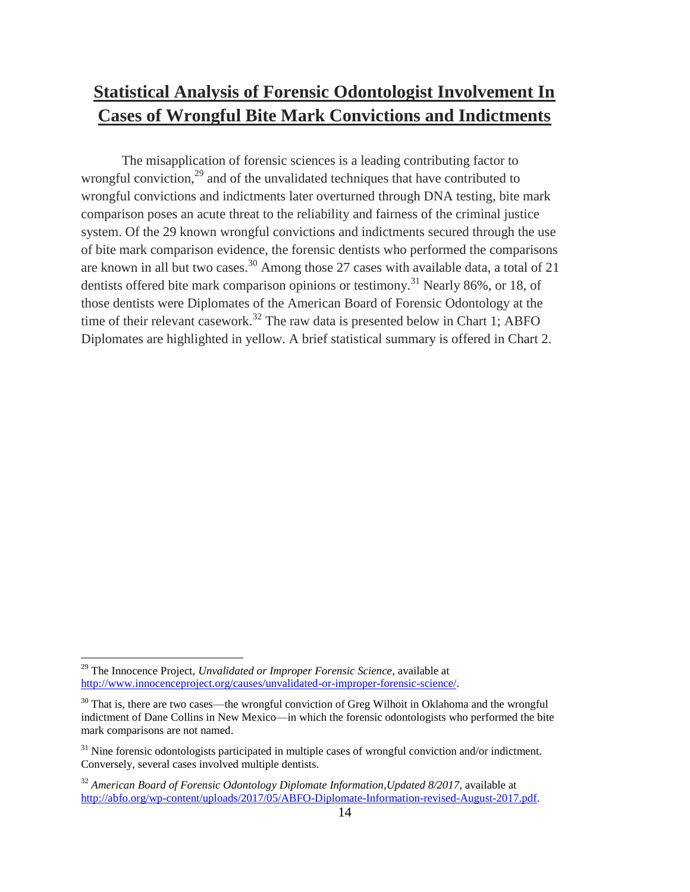# Statistical Analysis of Forensic Odontologist Involvement In Cases of Wrongful Bite Mark Convictions and Indictments

The misapplication of forensic sciences is a leading contributing factor to wrongful conviction,[29] and of the unvalidated techniques that have contributed to wrongful convictions and indictments later overturned through DNA testing, bite mark comparison poses an acute threat to the reliability and fairness of the criminal justice system. Of the 29 known wrongful convictions and indictments secured through the use of bite mark comparison evidence, the forensic dentists who performed the comparisons are known in all but two cases.[30] Among those 27 cases with available data, a total of 21 dentists offered bite mark comparison opinions or testimony.[31] Nearly 86%, or 18, of those dentists were Diplomates of the American Board of Forensic Odontology at the time of their relevant casework.[32] The raw data is presented below in Chart 1; ABFO Diplomates are highlighted in yellow. A brief statistical summary is offered in Chart 2.

---

[29] The Innocence Project, *Unvalidated or Improper Forensic Science*, available at http://www.innocenceproject.org/causes/unvalidated-or-improper-forensic-science/.

[30] That is, there are two cases—the wrongful conviction of Greg Wilhoit in Oklahoma and the wrongful indictment of Dane Collins in New Mexico—in which the forensic odontologists who performed the bite mark comparisons are not named.

[31] Nine forensic odontologists participated in multiple cases of wrongful conviction and/or indictment. Conversely, several cases involved multiple dentists.

[32] *American Board of Forensic Odontology Diplomate Information,Updated 8/2017*, available at http://abfo.org/wp-content/uploads/2017/05/ABFO-Diplomate-Information-revised-August-2017.pdf.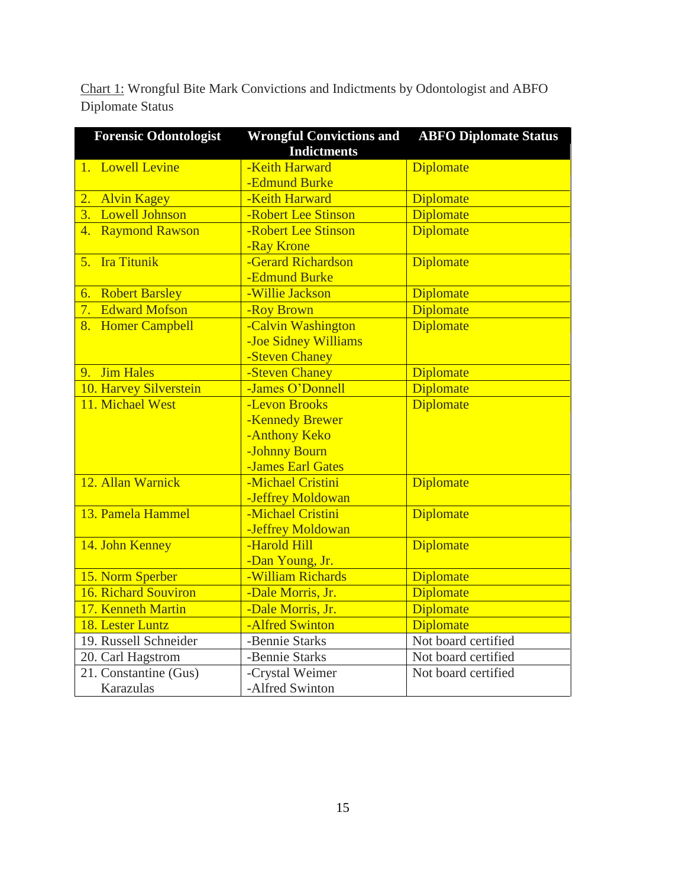Chart 1: Wrongful Bite Mark Convictions and Indictments by Odontologist and ABFO Diplomate Status

| Forensic Odontologist | Wrongful Convictions and Indictments | ABFO Diplomate Status |
|---|---|---|
| 1. Lowell Levine | -Keith Harward<br>-Edmund Burke | Diplomate |
| 2. Alvin Kagey | -Keith Harward | Diplomate |
| 3. Lowell Johnson | -Robert Lee Stinson | Diplomate |
| 4. Raymond Rawson | -Robert Lee Stinson<br>-Ray Krone | Diplomate |
| 5. Ira Titunik | -Gerard Richardson<br>-Edmund Burke | Diplomate |
| 6. Robert Barsley | -Willie Jackson | Diplomate |
| 7. Edward Mofson | -Roy Brown | Diplomate |
| 8. Homer Campbell | -Calvin Washington<br>-Joe Sidney Williams<br>-Steven Chaney | Diplomate |
| 9. Jim Hales | -Steven Chaney | Diplomate |
| 10. Harvey Silverstein | -James O'Donnell | Diplomate |
| 11. Michael West | -Levon Brooks<br>-Kennedy Brewer<br>-Anthony Keko<br>-Johnny Bourn<br>-James Earl Gates | Diplomate |
| 12. Allan Warnick | -Michael Cristini<br>-Jeffrey Moldowan | Diplomate |
| 13. Pamela Hammel | -Michael Cristini<br>-Jeffrey Moldowan | Diplomate |
| 14. John Kenney | -Harold Hill<br>-Dan Young, Jr. | Diplomate |
| 15. Norm Sperber | -William Richards | Diplomate |
| 16. Richard Souviron | -Dale Morris, Jr. | Diplomate |
| 17. Kenneth Martin | -Dale Morris, Jr. | Diplomate |
| 18. Lester Luntz | -Alfred Swinton | Diplomate |
| 19. Russell Schneider | -Bennie Starks | Not board certified |
| 20. Carl Hagstrom | -Bennie Starks | Not board certified |
| 21. Constantine (Gus) Karazulas | -Crystal Weimer<br>-Alfred Swinton | Not board certified |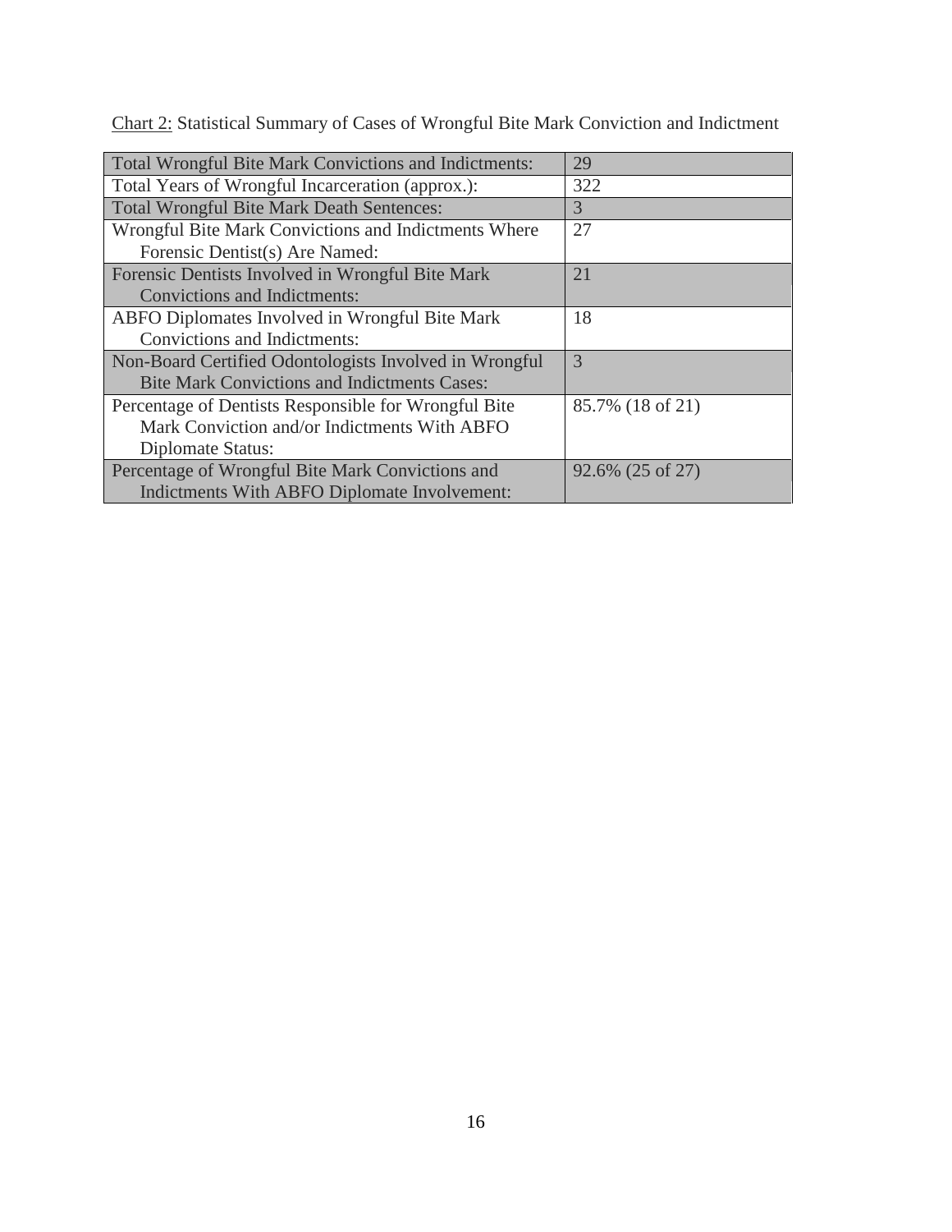Chart 2: Statistical Summary of Cases of Wrongful Bite Mark Conviction and Indictment

| | |
|---|---|
| Total Wrongful Bite Mark Convictions and Indictments: | 29 |
| Total Years of Wrongful Incarceration (approx.): | 322 |
| Total Wrongful Bite Mark Death Sentences: | 3 |
| Wrongful Bite Mark Convictions and Indictments Where Forensic Dentist(s) Are Named: | 27 |
| Forensic Dentists Involved in Wrongful Bite Mark Convictions and Indictments: | 21 |
| ABFO Diplomates Involved in Wrongful Bite Mark Convictions and Indictments: | 18 |
| Non-Board Certified Odontologists Involved in Wrongful Bite Mark Convictions and Indictments Cases: | 3 |
| Percentage of Dentists Responsible for Wrongful Bite Mark Conviction and/or Indictments With ABFO Diplomate Status: | 85.7% (18 of 21) |
| Percentage of Wrongful Bite Mark Convictions and Indictments With ABFO Diplomate Involvement: | 92.6% (25 of 27) |